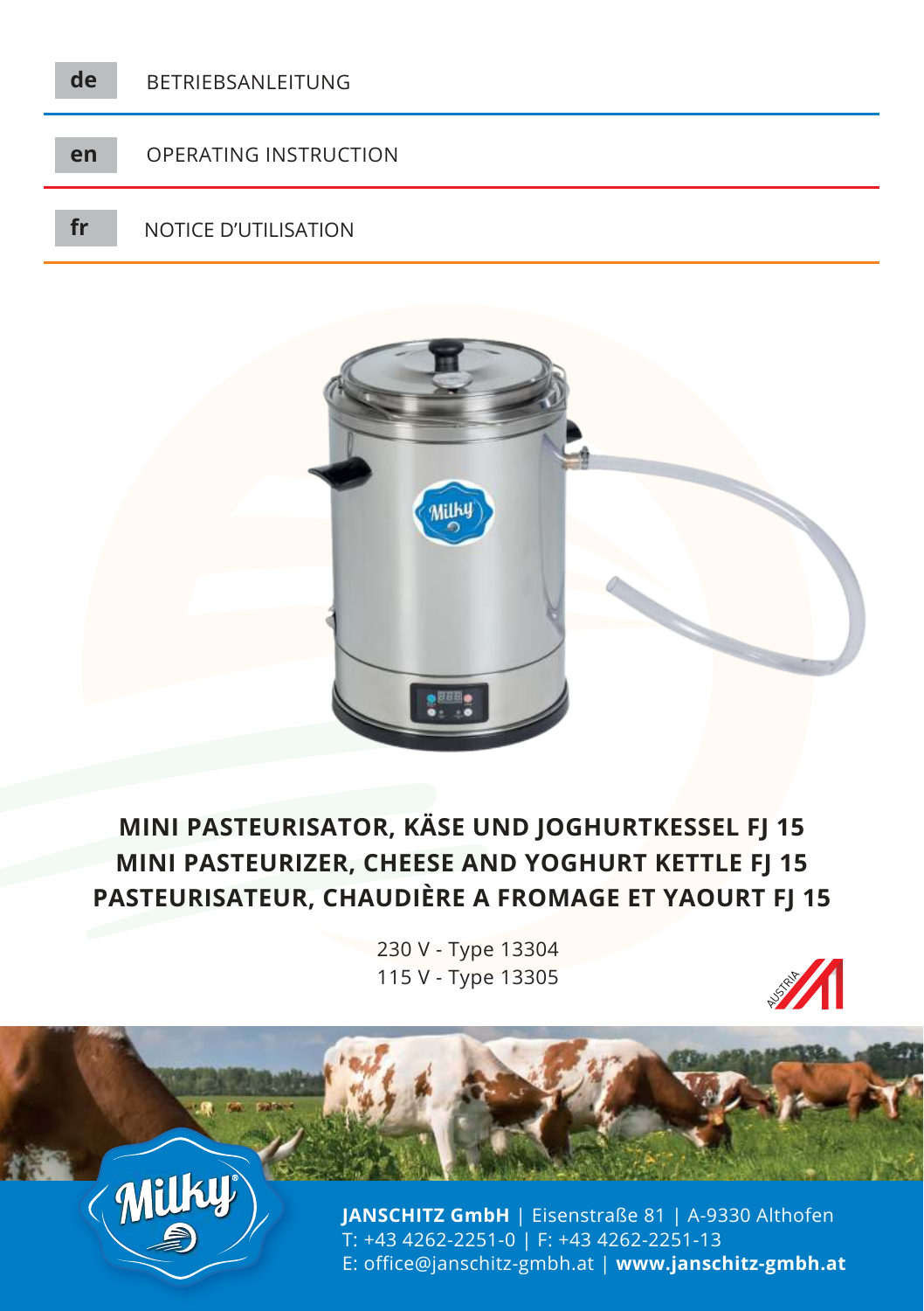**de** BETRIEBSANLEITUNG

**en** OPERATING INSTRUCTION

**fr** NOTICE D'UTILISATION

# MINI PASTEURISATOR, KÄSE UND JOGHURTKESSEL FJ 15
# MINI PASTEURIZER, CHEESE AND YOGHURT KETTLE FJ 15
# PASTEURISATEUR, CHAUDIÈRE A FROMAGE ET YAOURT FJ 15

230 V - Type 13304
115 V - Type 13305

**JANSCHITZ GmbH** | Eisenstraße 81 | A-9330 Althofen
T: +43 4262-2251-0 | F: +43 4262-2251-13
E: office@janschitz-gmbh.at | **www.janschitz-gmbh.at**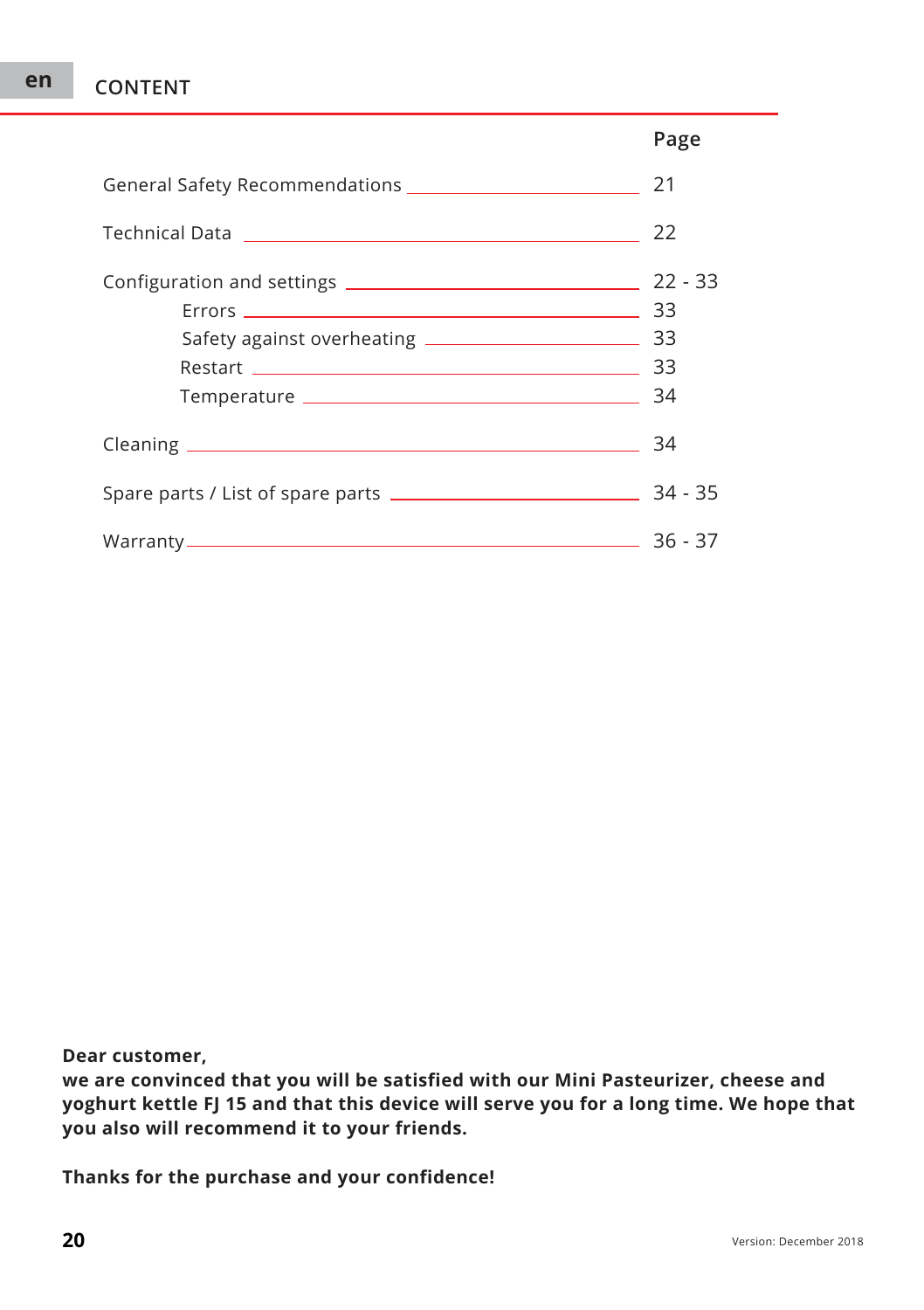en

# CONTENT

| | Page |
|---|---|
| General Safety Recommendations | 21 |
| Technical Data | 22 |
| Configuration and settings | 22 - 33 |
| Errors | 33 |
| Safety against overheating | 33 |
| Restart | 33 |
| Temperature | 34 |
| Cleaning | 34 |
| Spare parts / List of spare parts | 34 - 35 |
| Warranty | 36 - 37 |

**Dear customer,**
**we are convinced that you will be satisfied with our Mini Pasteurizer, cheese and yoghurt kettle FJ 15 and that this device will serve you for a long time. We hope that you also will recommend it to your friends.**

**Thanks for the purchase and your confidence!**

Version: December 2018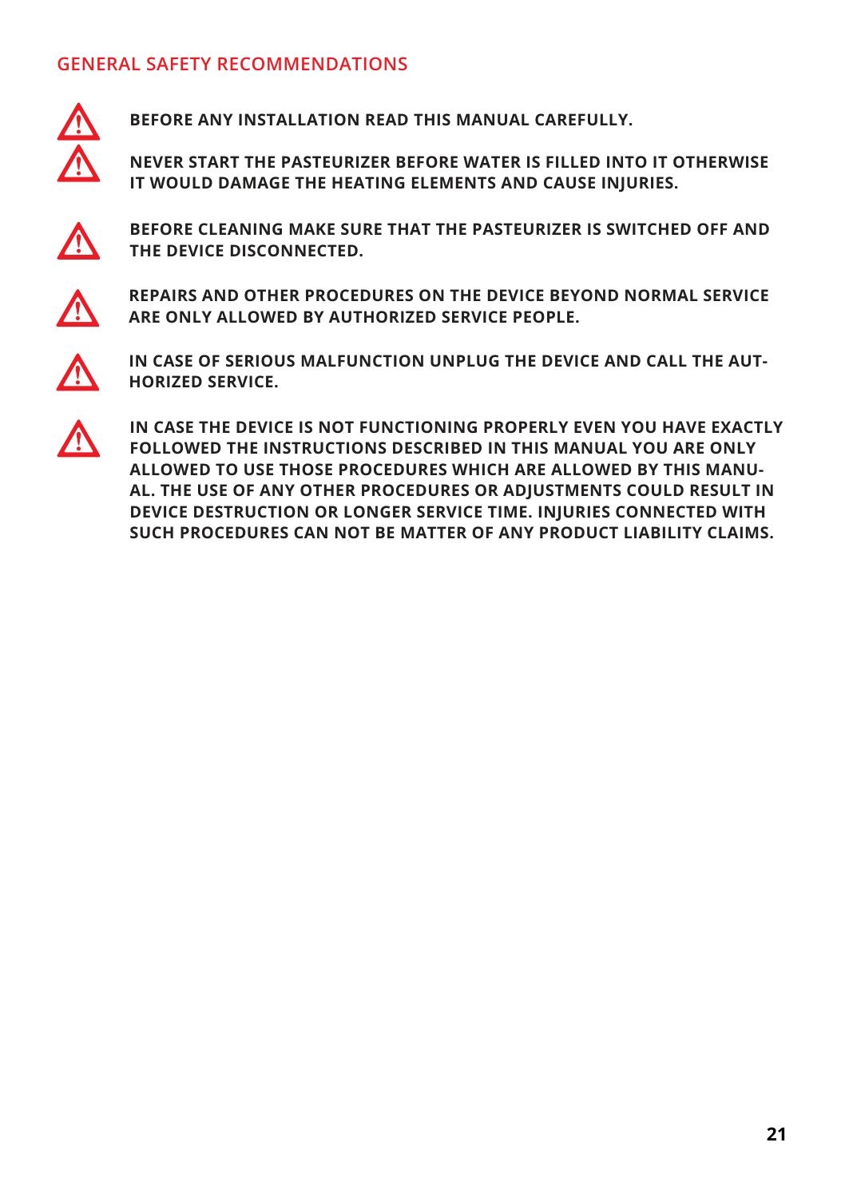## GENERAL SAFETY RECOMMENDATIONS

**BEFORE ANY INSTALLATION READ THIS MANUAL CAREFULLY.**

**NEVER START THE PASTEURIZER BEFORE WATER IS FILLED INTO IT OTHERWISE IT WOULD DAMAGE THE HEATING ELEMENTS AND CAUSE INJURIES.**

**BEFORE CLEANING MAKE SURE THAT THE PASTEURIZER IS SWITCHED OFF AND THE DEVICE DISCONNECTED.**

**REPAIRS AND OTHER PROCEDURES ON THE DEVICE BEYOND NORMAL SERVICE ARE ONLY ALLOWED BY AUTHORIZED SERVICE PEOPLE.**

**IN CASE OF SERIOUS MALFUNCTION UNPLUG THE DEVICE AND CALL THE AUTHORIZED SERVICE.**

**IN CASE THE DEVICE IS NOT FUNCTIONING PROPERLY EVEN YOU HAVE EXACTLY FOLLOWED THE INSTRUCTIONS DESCRIBED IN THIS MANUAL YOU ARE ONLY ALLOWED TO USE THOSE PROCEDURES WHICH ARE ALLOWED BY THIS MANUAL. THE USE OF ANY OTHER PROCEDURES OR ADJUSTMENTS COULD RESULT IN DEVICE DESTRUCTION OR LONGER SERVICE TIME. INJURIES CONNECTED WITH SUCH PROCEDURES CAN NOT BE MATTER OF ANY PRODUCT LIABILITY CLAIMS.**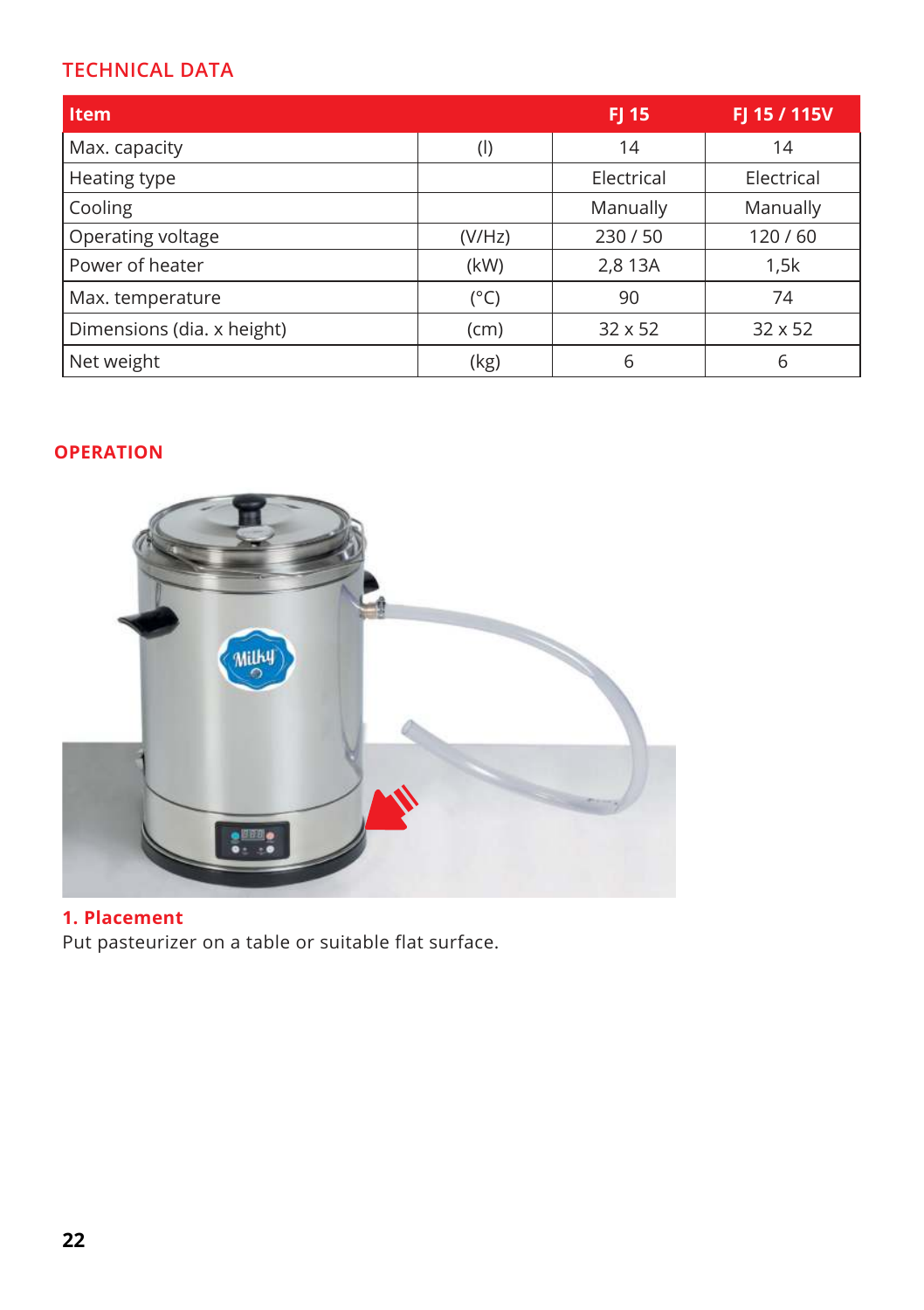## TECHNICAL DATA

| Item | | FJ 15 | FJ 15 / 115V |
|---|---|---|---|
| Max. capacity | (l) | 14 | 14 |
| Heating type | | Electrical | Electrical |
| Cooling | | Manually | Manually |
| Operating voltage | (V/Hz) | 230 / 50 | 120 / 60 |
| Power of heater | (kW) | 2,8 13A | 1,5k |
| Max. temperature | (°C) | 90 | 74 |
| Dimensions (dia. x height) | (cm) | 32 x 52 | 32 x 52 |
| Net weight | (kg) | 6 | 6 |

## OPERATION

### 1. Placement

Put pasteurizer on a table or suitable flat surface.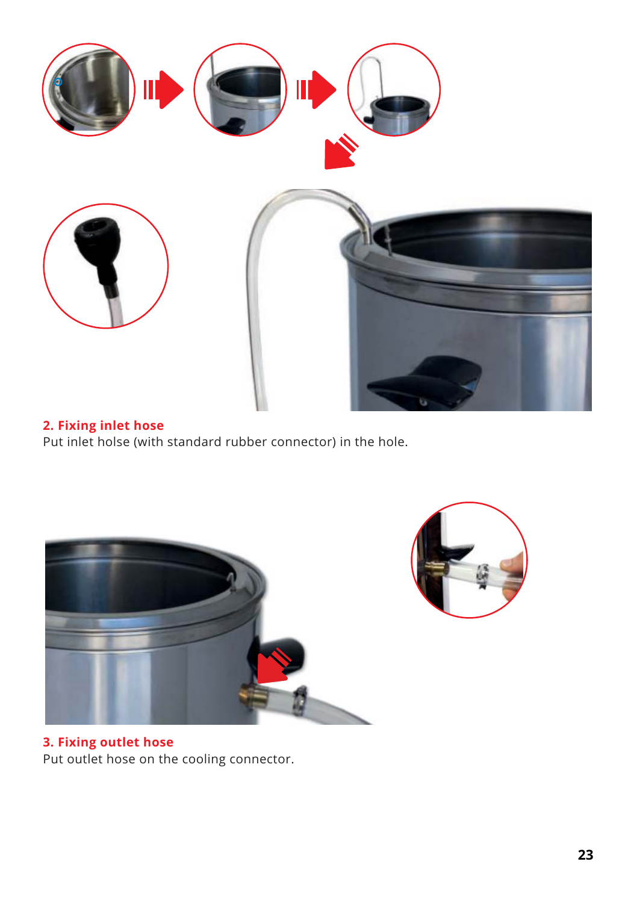**2. Fixing inlet hose**

Put inlet holse (with standard rubber connector) in the hole.

**3. Fixing outlet hose**

Put outlet hose on the cooling connector.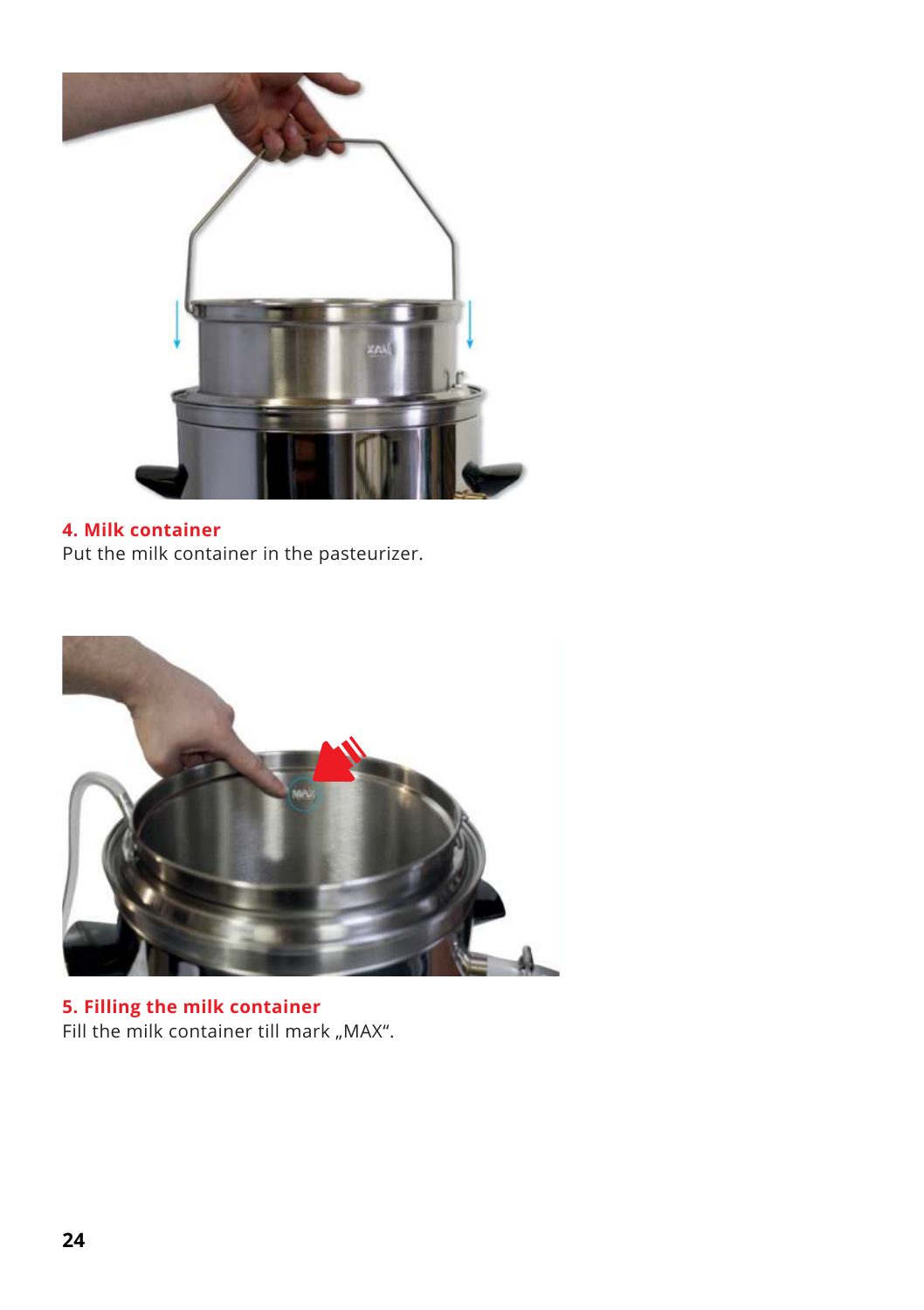**4. Milk container**

Put the milk container in the pasteurizer.

**5. Filling the milk container**

Fill the milk container till mark „MAX“.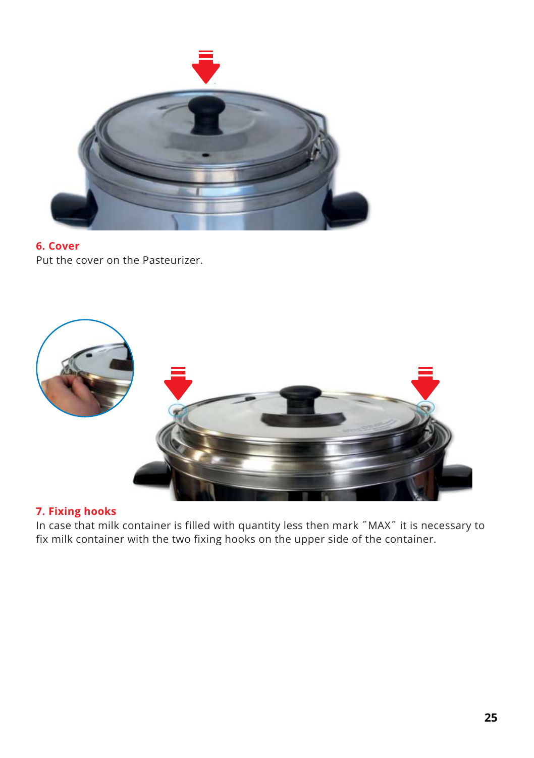**6. Cover**

Put the cover on the Pasteurizer.

**7. Fixing hooks**

In case that milk container is filled with quantity less then mark ˝MAX˝ it is necessary to fix milk container with the two fixing hooks on the upper side of the container.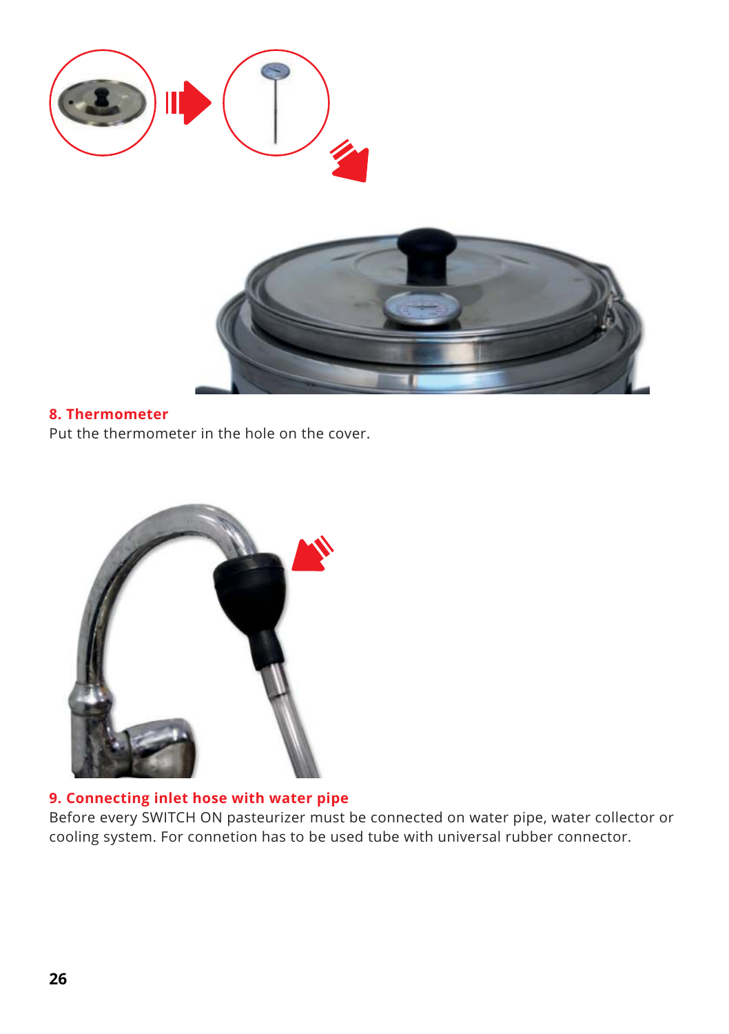**8. Thermometer**

Put the thermometer in the hole on the cover.

**9. Connecting inlet hose with water pipe**

Before every SWITCH ON pasteurizer must be connected on water pipe, water collector or cooling system. For connetion has to be used tube with universal rubber connector.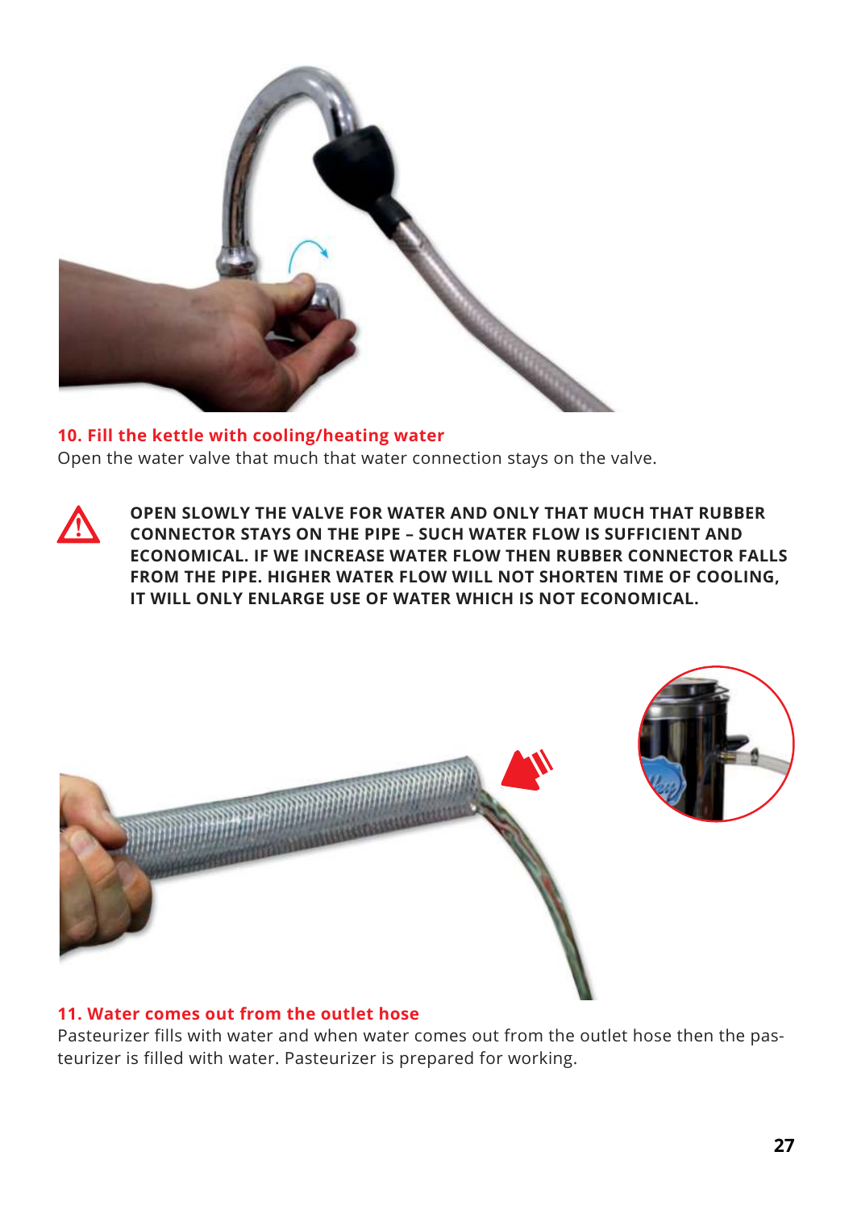### 10. Fill the kettle with cooling/heating water

Open the water valve that much that water connection stays on the valve.

**OPEN SLOWLY THE VALVE FOR WATER AND ONLY THAT MUCH THAT RUBBER CONNECTOR STAYS ON THE PIPE – SUCH WATER FLOW IS SUFFICIENT AND ECONOMICAL. IF WE INCREASE WATER FLOW THEN RUBBER CONNECTOR FALLS FROM THE PIPE. HIGHER WATER FLOW WILL NOT SHORTEN TIME OF COOLING, IT WILL ONLY ENLARGE USE OF WATER WHICH IS NOT ECONOMICAL.**

### 11. Water comes out from the outlet hose

Pasteurizer fills with water and when water comes out from the outlet hose then the pasteurizer is filled with water. Pasteurizer is prepared for working.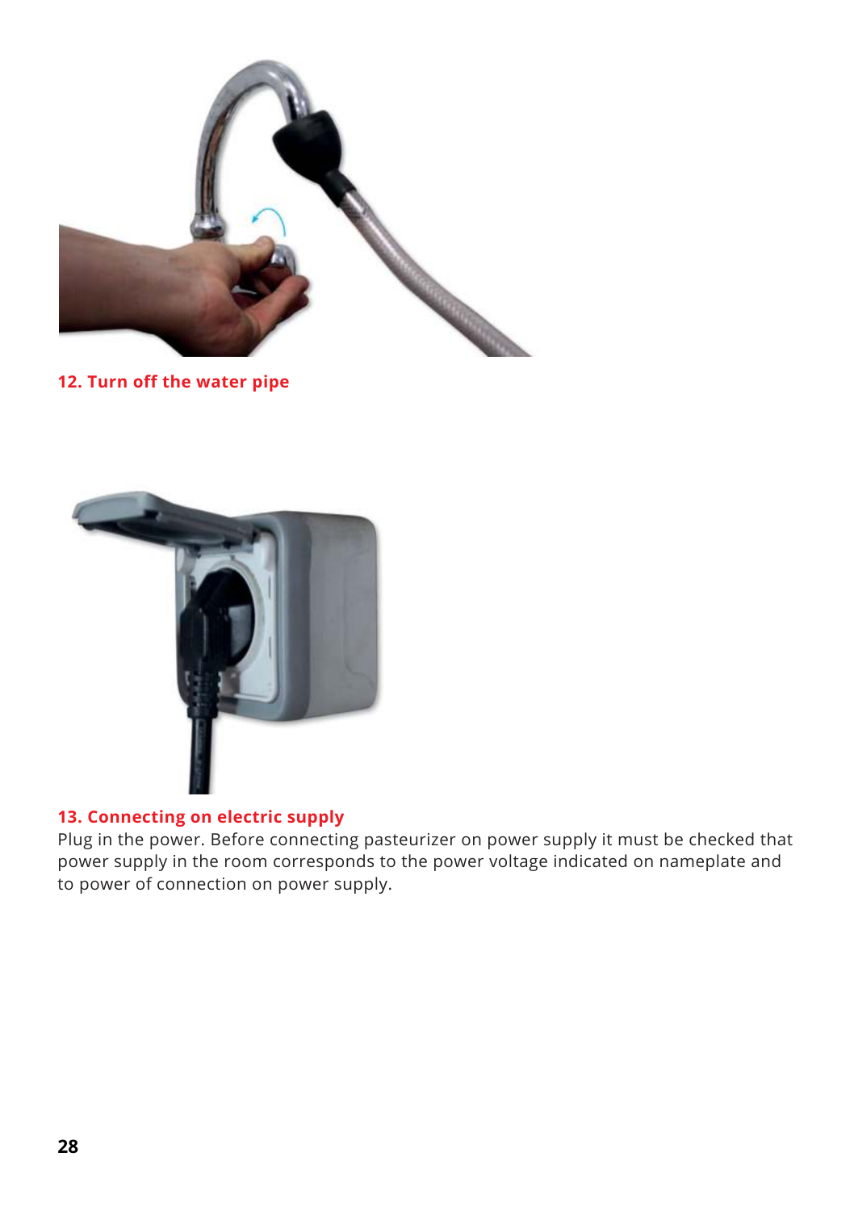**12. Turn off the water pipe**

**13. Connecting on electric supply**

Plug in the power. Before connecting pasteurizer on power supply it must be checked that power supply in the room corresponds to the power voltage indicated on nameplate and to power of connection on power supply.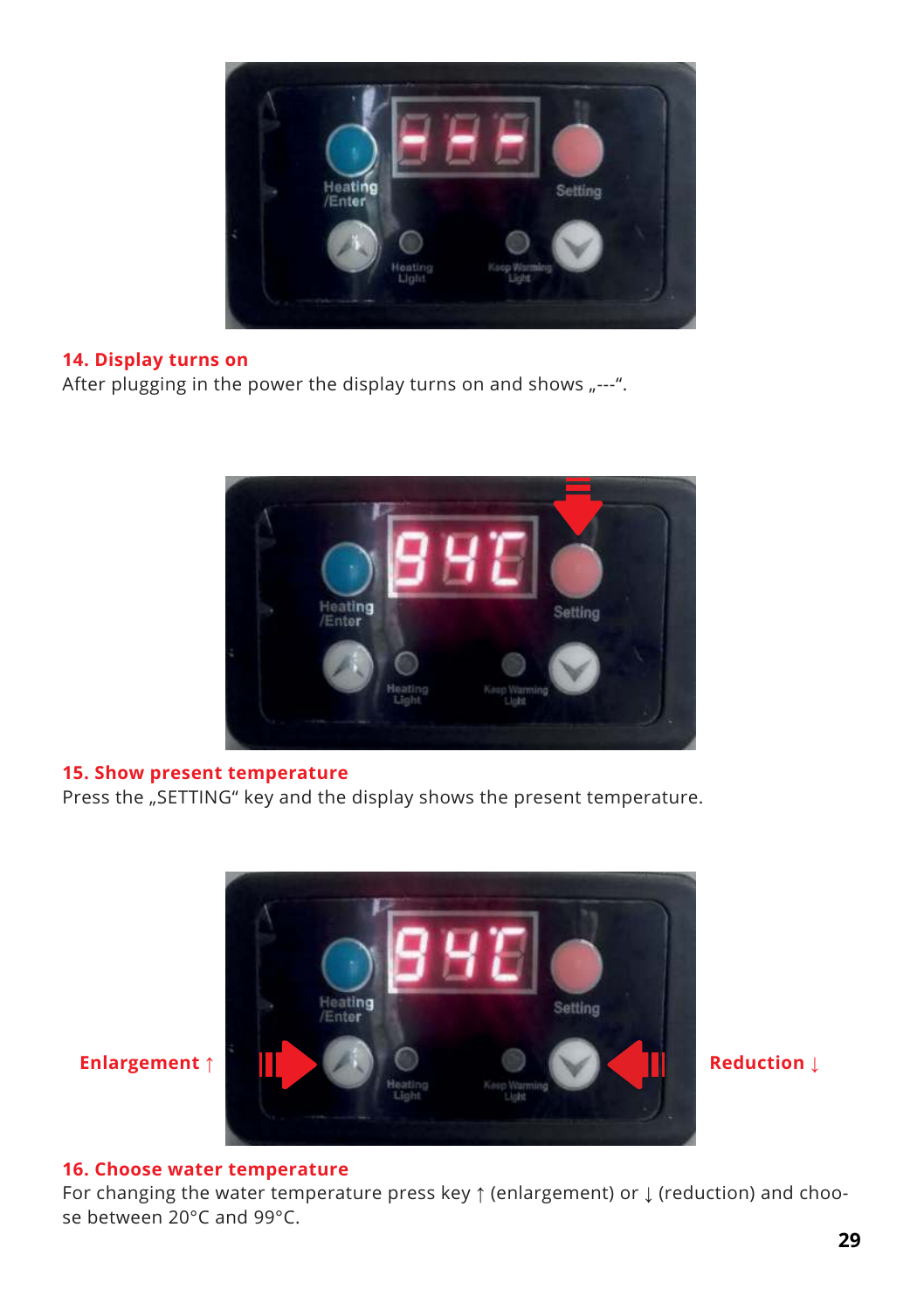### 14. Display turns on

After plugging in the power the display turns on and shows „---“.

### 15. Show present temperature

Press the „SETTING“ key and the display shows the present temperature.

Enlargement ↑

Reduction ↓

### 16. Choose water temperature

For changing the water temperature press key ↑ (enlargement) or ↓ (reduction) and choose between 20°C and 99°C.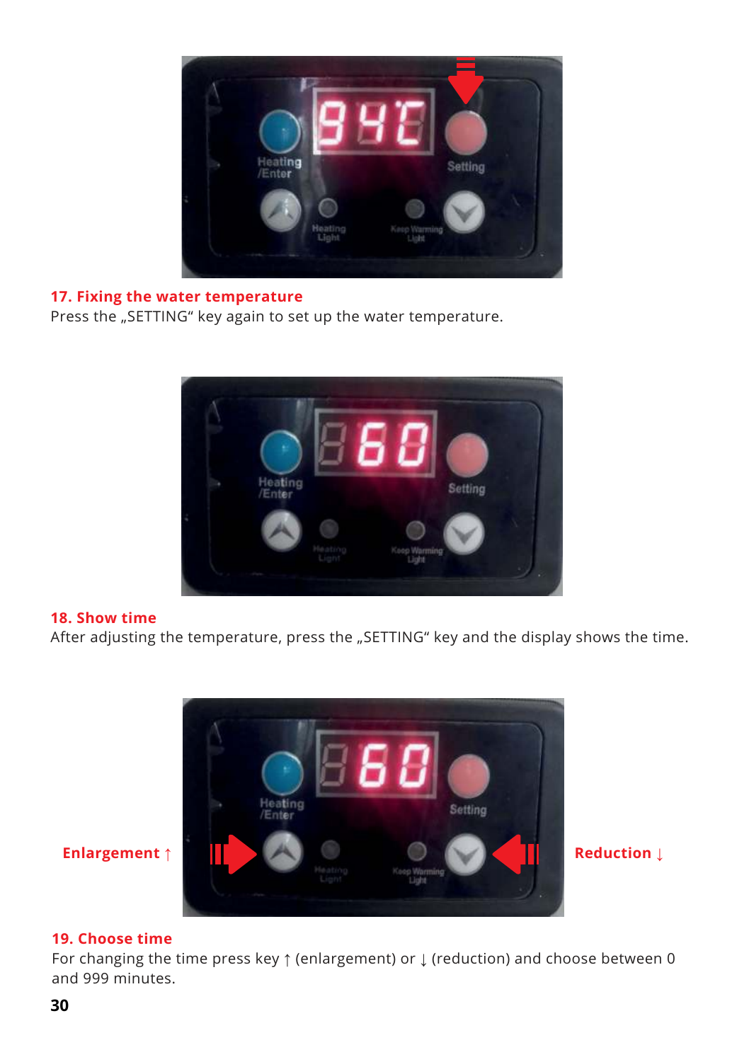## 17. Fixing the water temperature

Press the „SETTING“ key again to set up the water temperature.

## 18. Show time

After adjusting the temperature, press the „SETTING“ key and the display shows the time.

Enlargement ↑

Reduction ↓

## 19. Choose time

For changing the time press key ↑ (enlargement) or ↓ (reduction) and choose between 0 and 999 minutes.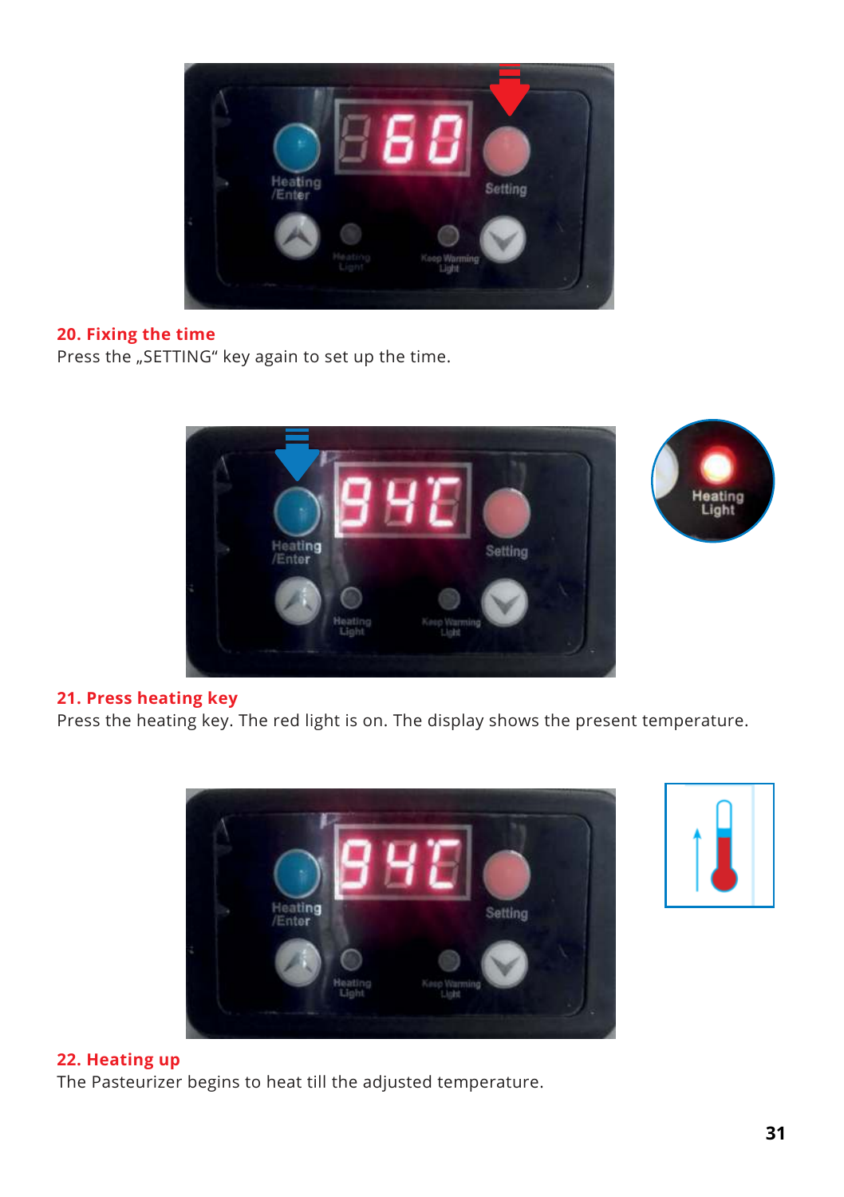## 20. Fixing the time

Press the „SETTING“ key again to set up the time.

## 21. Press heating key

Press the heating key. The red light is on. The display shows the present temperature.

## 22. Heating up

The Pasteurizer begins to heat till the adjusted temperature.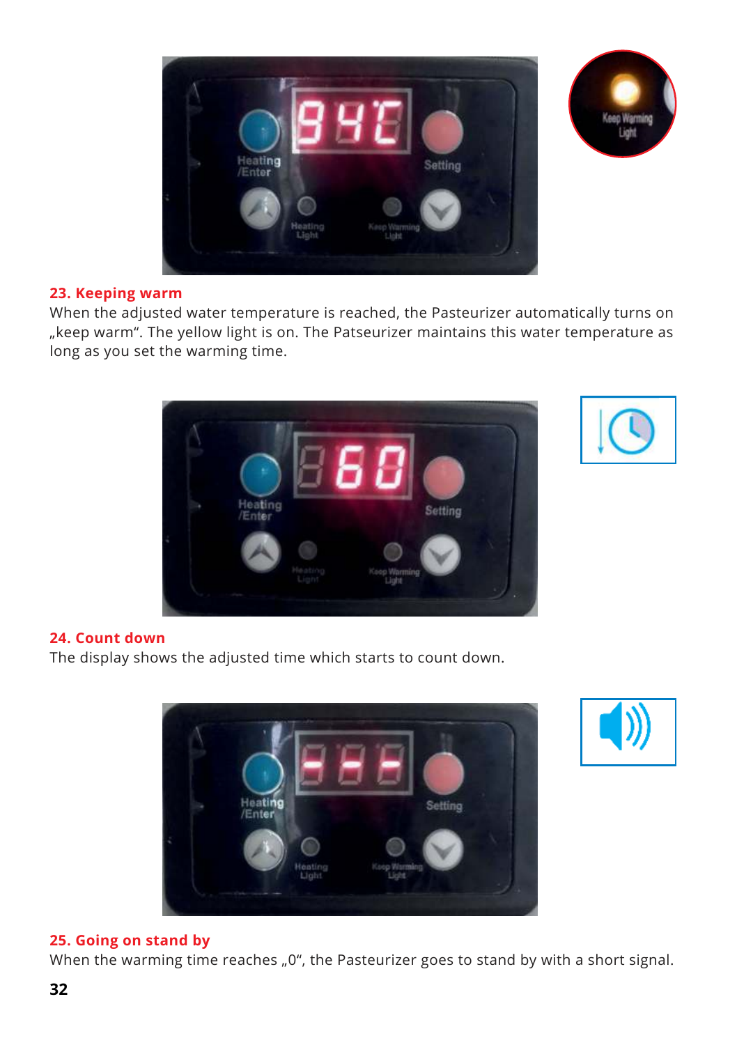## 23. Keeping warm

When the adjusted water temperature is reached, the Pasteurizer automatically turns on „keep warm“. The yellow light is on. The Patseurizer maintains this water temperature as long as you set the warming time.

## 24. Count down

The display shows the adjusted time which starts to count down.

## 25. Going on stand by

When the warming time reaches „0“, the Pasteurizer goes to stand by with a short signal.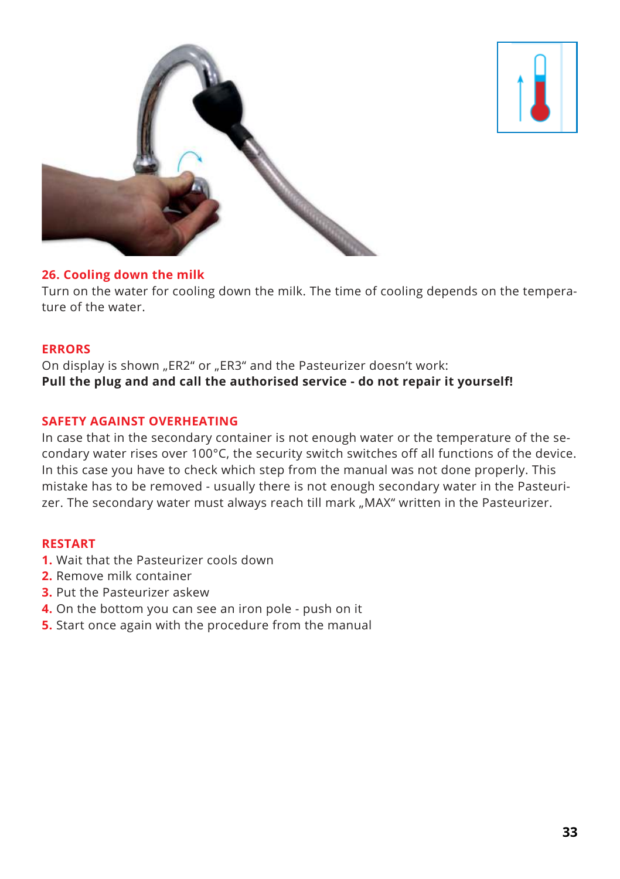## 26. Cooling down the milk

Turn on the water for cooling down the milk. The time of cooling depends on the temperature of the water.

## ERRORS

On display is shown „ER2“ or „ER3“ and the Pasteurizer doesn’t work:
**Pull the plug and and call the authorised service - do not repair it yourself!**

## SAFETY AGAINST OVERHEATING

In case that in the secondary container is not enough water or the temperature of the secondary water rises over 100°C, the security switch switches off all functions of the device. In this case you have to check which step from the manual was not done properly. This mistake has to be removed - usually there is not enough secondary water in the Pasteurizer. The secondary water must always reach till mark „MAX“ written in the Pasteurizer.

## RESTART

1. Wait that the Pasteurizer cools down
2. Remove milk container
3. Put the Pasteurizer askew
4. On the bottom you can see an iron pole - push on it
5. Start once again with the procedure from the manual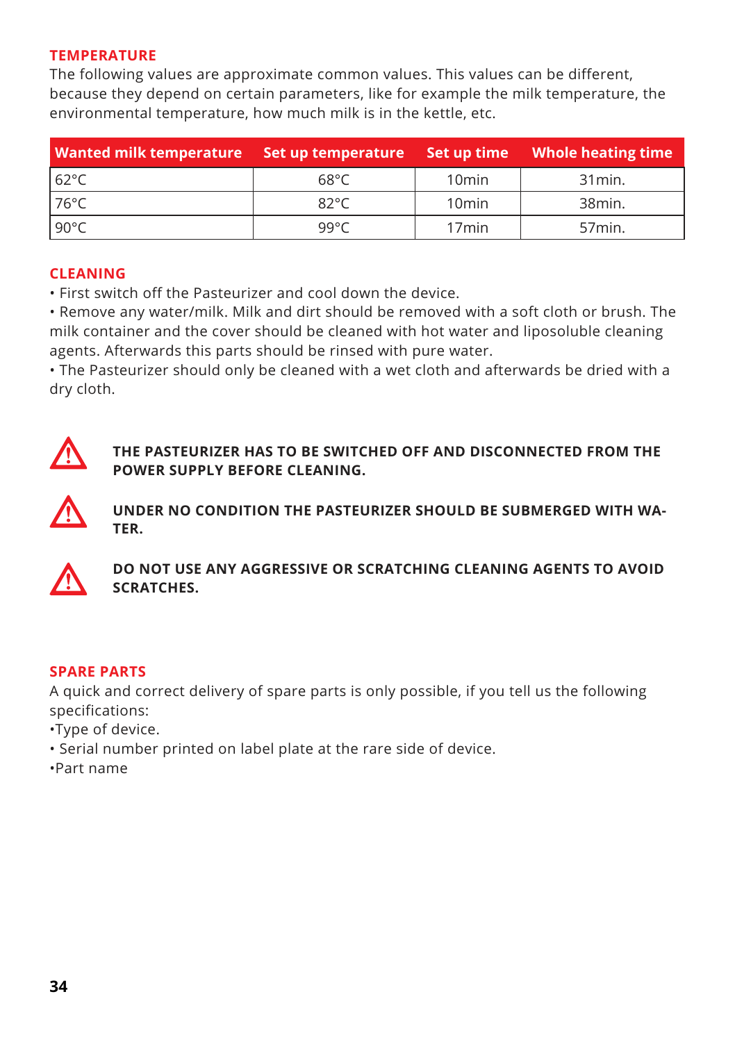## TEMPERATURE

The following values are approximate common values. This values can be different, because they depend on certain parameters, like for example the milk temperature, the environmental temperature, how much milk is in the kettle, etc.

| Wanted milk temperature | Set up temperature | Set up time | Whole heating time |
|---|---|---|---|
| 62°C | 68°C | 10min | 31min. |
| 76°C | 82°C | 10min | 38min. |
| 90°C | 99°C | 17min | 57min. |

## CLEANING

- First switch off the Pasteurizer and cool down the device.
- Remove any water/milk. Milk and dirt should be removed with a soft cloth or brush. The milk container and the cover should be cleaned with hot water and liposoluble cleaning agents. Afterwards this parts should be rinsed with pure water.
- The Pasteurizer should only be cleaned with a wet cloth and afterwards be dried with a dry cloth.

**THE PASTEURIZER HAS TO BE SWITCHED OFF AND DISCONNECTED FROM THE POWER SUPPLY BEFORE CLEANING.**

**UNDER NO CONDITION THE PASTEURIZER SHOULD BE SUBMERGED WITH WATER.**

**DO NOT USE ANY AGGRESSIVE OR SCRATCHING CLEANING AGENTS TO AVOID SCRATCHES.**

## SPARE PARTS

A quick and correct delivery of spare parts is only possible, if you tell us the following specifications:

- Type of device.
- Serial number printed on label plate at the rare side of device.
- Part name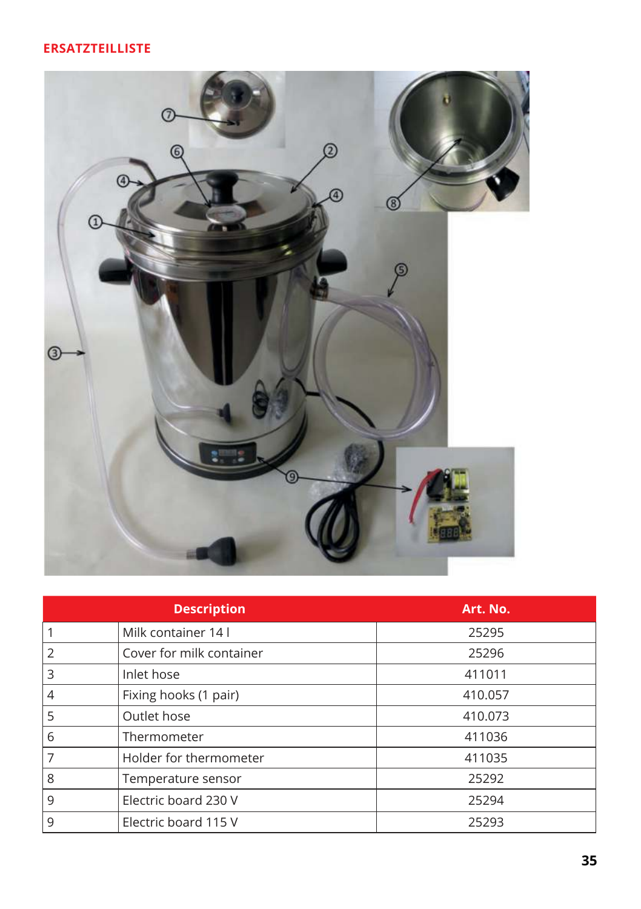## ERSATZTEILLISTE

| | Description | Art. No. |
|---|---|---|
| 1 | Milk container 14 l | 25295 |
| 2 | Cover for milk container | 25296 |
| 3 | Inlet hose | 411011 |
| 4 | Fixing hooks (1 pair) | 410.057 |
| 5 | Outlet hose | 410.073 |
| 6 | Thermometer | 411036 |
| 7 | Holder for thermometer | 411035 |
| 8 | Temperature sensor | 25292 |
| 9 | Electric board 230 V | 25294 |
| 9 | Electric board 115 V | 25293 |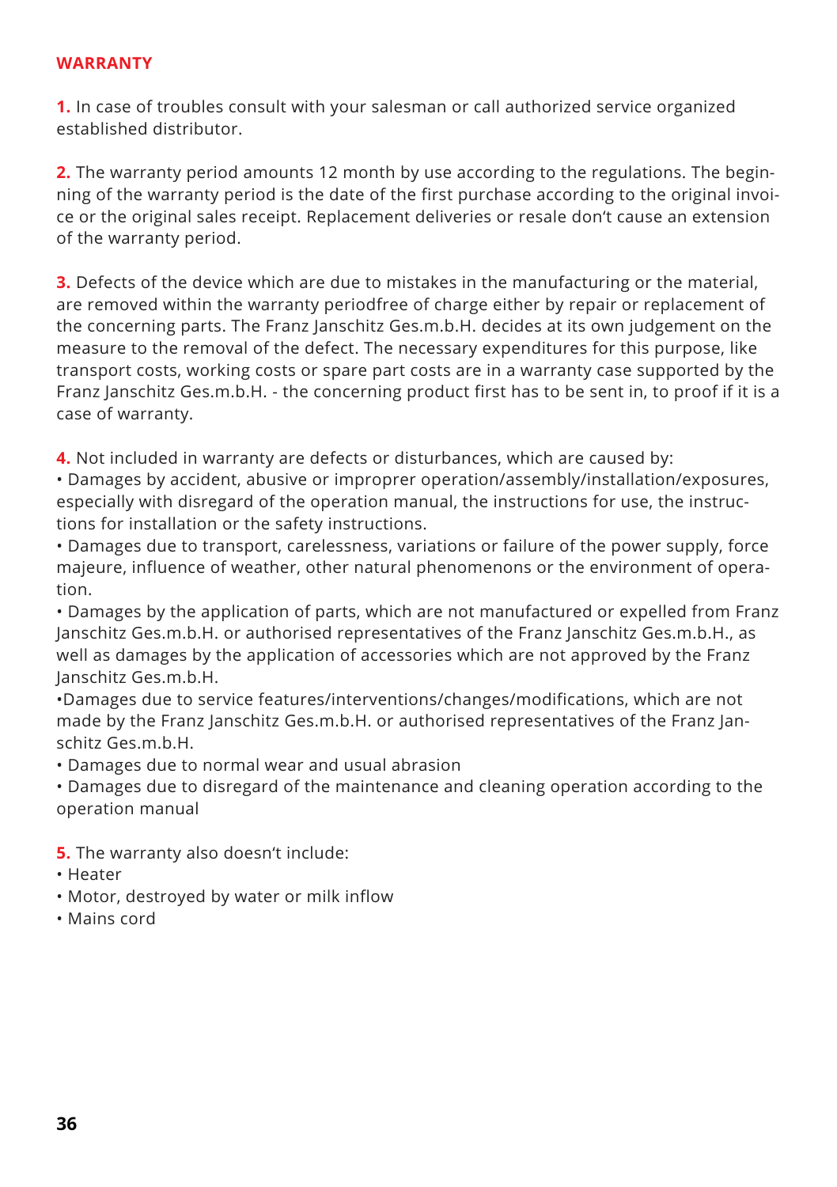## WARRANTY

**1.** In case of troubles consult with your salesman or call authorized service organized established distributor.

**2.** The warranty period amounts 12 month by use according to the regulations. The beginning of the warranty period is the date of the first purchase according to the original invoice or the original sales receipt. Replacement deliveries or resale don't cause an extension of the warranty period.

**3.** Defects of the device which are due to mistakes in the manufacturing or the material, are removed within the warranty periodfree of charge either by repair or replacement of the concerning parts. The Franz Janschitz Ges.m.b.H. decides at its own judgement on the measure to the removal of the defect. The necessary expenditures for this purpose, like transport costs, working costs or spare part costs are in a warranty case supported by the Franz Janschitz Ges.m.b.H. - the concerning product first has to be sent in, to proof if it is a case of warranty.

**4.** Not included in warranty are defects or disturbances, which are caused by:

- Damages by accident, abusive or impropрer operation/assembly/installation/exposures, especially with disregard of the operation manual, the instructions for use, the instructions for installation or the safety instructions.
- Damages due to transport, carelessness, variations or failure of the power supply, force majeure, influence of weather, other natural phenomenons or the environment of operation.
- Damages by the application of parts, which are not manufactured or expelled from Franz Janschitz Ges.m.b.H. or authorised representatives of the Franz Janschitz Ges.m.b.H., as well as damages by the application of accessories which are not approved by the Franz Janschitz Ges.m.b.H.
- Damages due to service features/interventions/changes/modifications, which are not made by the Franz Janschitz Ges.m.b.H. or authorised representatives of the Franz Janschitz Ges.m.b.H.
- Damages due to normal wear and usual abrasion
- Damages due to disregard of the maintenance and cleaning operation according to the operation manual

**5.** The warranty also doesn't include:

- Heater
- Motor, destroyed by water or milk inflow
- Mains cord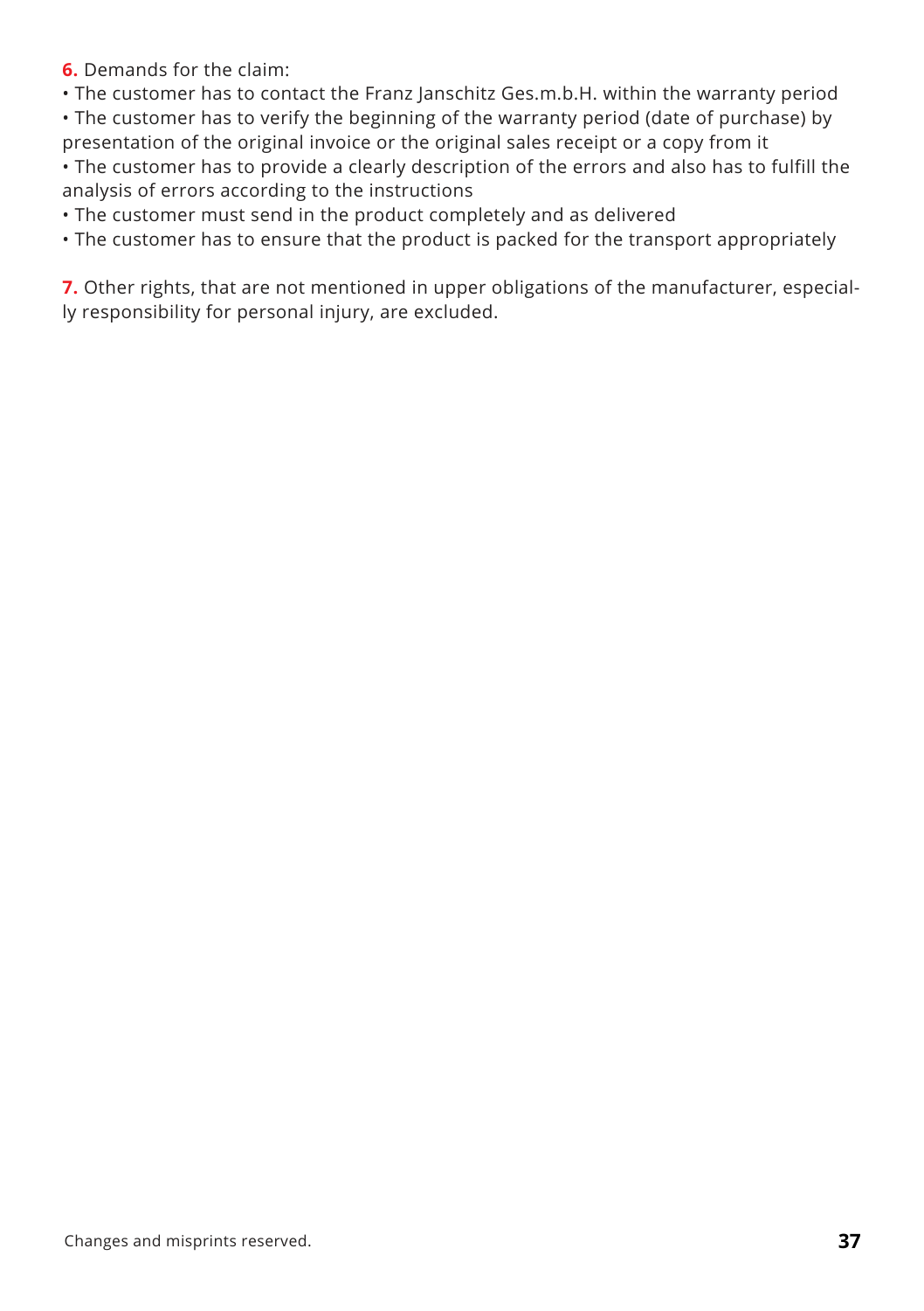**6.** Demands for the claim:

- The customer has to contact the Franz Janschitz Ges.m.b.H. within the warranty period
- The customer has to verify the beginning of the warranty period (date of purchase) by presentation of the original invoice or the original sales receipt or a copy from it
- The customer has to provide a clearly description of the errors and also has to fulfill the analysis of errors according to the instructions
- The customer must send in the product completely and as delivered
- The customer has to ensure that the product is packed for the transport appropriately

**7.** Other rights, that are not mentioned in upper obligations of the manufacturer, especially responsibility for personal injury, are excluded.

Changes and misprints reserved.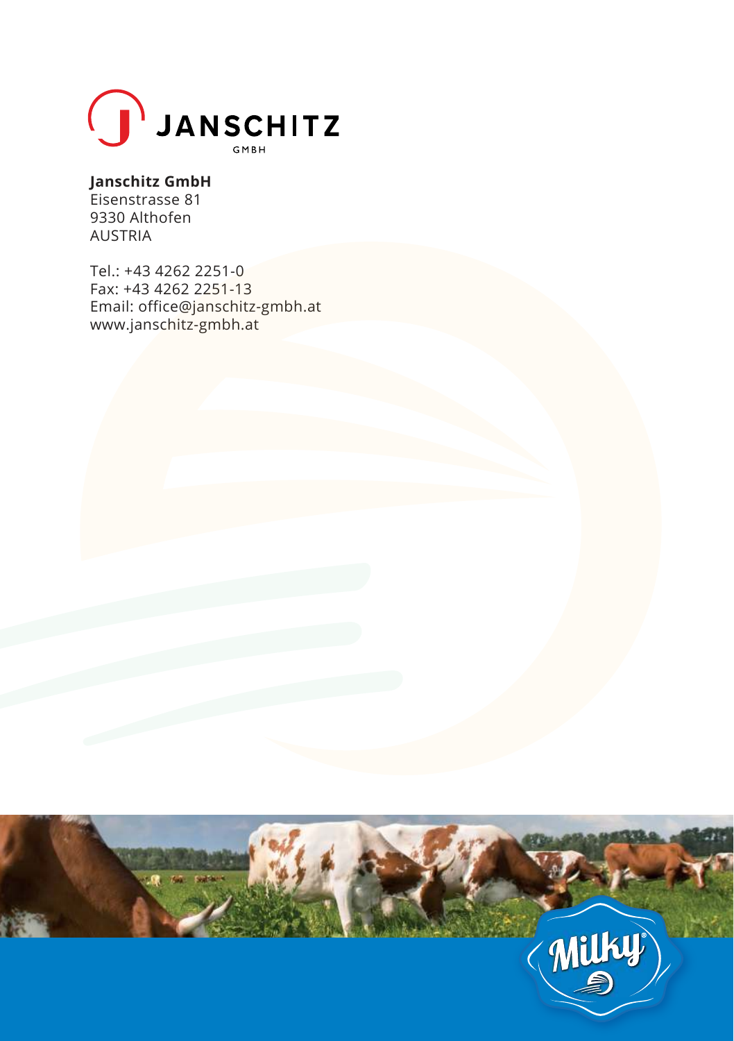**Janschitz GmbH**
Eisenstrasse 81
9330 Althofen
AUSTRIA

Tel.: +43 4262 2251-0
Fax: +43 4262 2251-13
Email: office@janschitz-gmbh.at
www.janschitz-gmbh.at